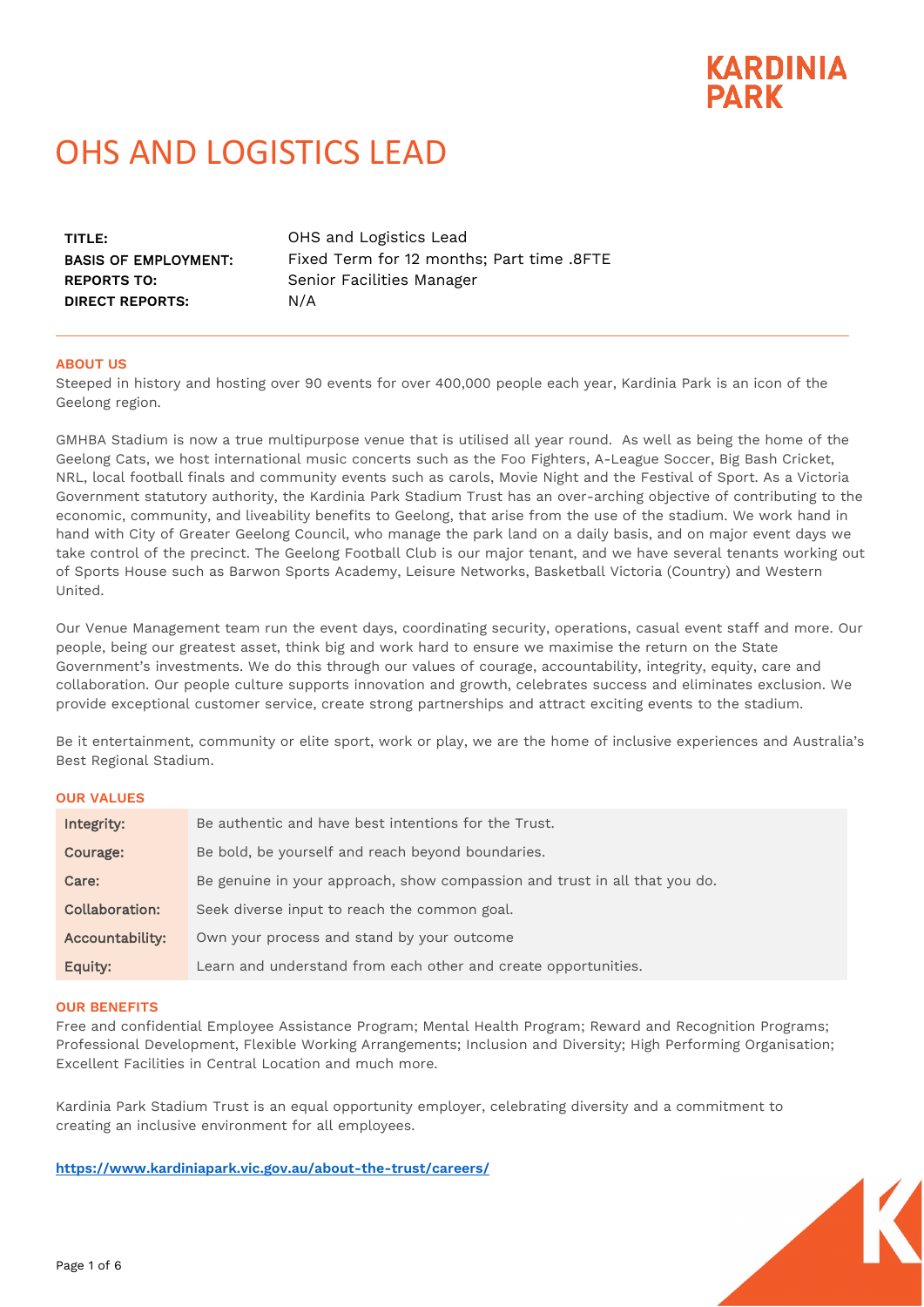KARDINIA PARK

# OHS AND LOGISTICS LEAD

| | |
|---|---|
| **TITLE:** | OHS and Logistics Lead |
| **BASIS OF EMPLOYMENT:** | Fixed Term for 12 months; Part time .8FTE |
| **REPORTS TO:** | Senior Facilities Manager |
| **DIRECT REPORTS:** | N/A |

---

## ABOUT US

Steeped in history and hosting over 90 events for over 400,000 people each year, Kardinia Park is an icon of the Geelong region.

GMHBA Stadium is now a true multipurpose venue that is utilised all year round. As well as being the home of the Geelong Cats, we host international music concerts such as the Foo Fighters, A-League Soccer, Big Bash Cricket, NRL, local football finals and community events such as carols, Movie Night and the Festival of Sport. As a Victoria Government statutory authority, the Kardinia Park Stadium Trust has an over-arching objective of contributing to the economic, community, and liveability benefits to Geelong, that arise from the use of the stadium. We work hand in hand with City of Greater Geelong Council, who manage the park land on a daily basis, and on major event days we take control of the precinct. The Geelong Football Club is our major tenant, and we have several tenants working out of Sports House such as Barwon Sports Academy, Leisure Networks, Basketball Victoria (Country) and Western United.

Our Venue Management team run the event days, coordinating security, operations, casual event staff and more. Our people, being our greatest asset, think big and work hard to ensure we maximise the return on the State Government's investments. We do this through our values of courage, accountability, integrity, equity, care and collaboration. Our people culture supports innovation and growth, celebrates success and eliminates exclusion. We provide exceptional customer service, create strong partnerships and attract exciting events to the stadium.

Be it entertainment, community or elite sport, work or play, we are the home of inclusive experiences and Australia's Best Regional Stadium.

## OUR VALUES

| | |
|---|---|
| Integrity: | Be authentic and have best intentions for the Trust. |
| Courage: | Be bold, be yourself and reach beyond boundaries. |
| Care: | Be genuine in your approach, show compassion and trust in all that you do. |
| Collaboration: | Seek diverse input to reach the common goal. |
| Accountability: | Own your process and stand by your outcome |
| Equity: | Learn and understand from each other and create opportunities. |

## OUR BENEFITS

Free and confidential Employee Assistance Program; Mental Health Program; Reward and Recognition Programs; Professional Development, Flexible Working Arrangements; Inclusion and Diversity; High Performing Organisation; Excellent Facilities in Central Location and much more.

Kardinia Park Stadium Trust is an equal opportunity employer, celebrating diversity and a commitment to creating an inclusive environment for all employees.

**https://www.kardiniapark.vic.gov.au/about-the-trust/careers/**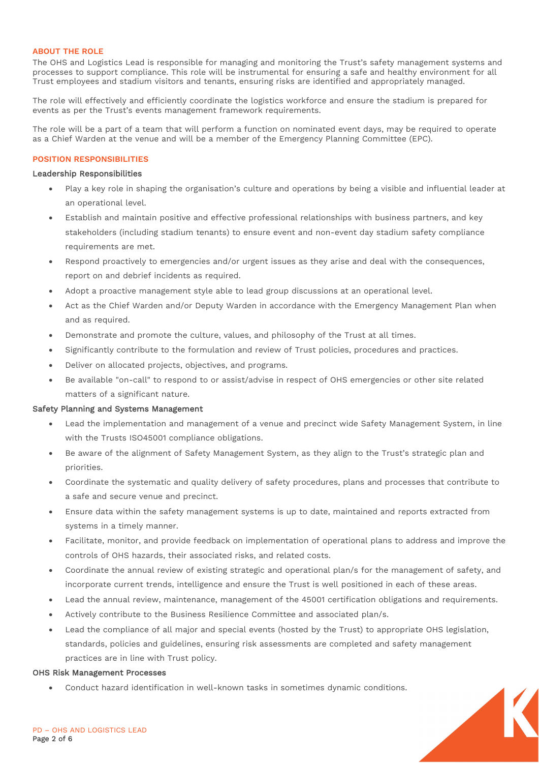## ABOUT THE ROLE

The OHS and Logistics Lead is responsible for managing and monitoring the Trust's safety management systems and processes to support compliance. This role will be instrumental for ensuring a safe and healthy environment for all Trust employees and stadium visitors and tenants, ensuring risks are identified and appropriately managed.

The role will effectively and efficiently coordinate the logistics workforce and ensure the stadium is prepared for events as per the Trust's events management framework requirements.

The role will be a part of a team that will perform a function on nominated event days, may be required to operate as a Chief Warden at the venue and will be a member of the Emergency Planning Committee (EPC).

## POSITION RESPONSIBILITIES

### Leadership Responsibilities

- Play a key role in shaping the organisation's culture and operations by being a visible and influential leader at an operational level.
- Establish and maintain positive and effective professional relationships with business partners, and key stakeholders (including stadium tenants) to ensure event and non-event day stadium safety compliance requirements are met.
- Respond proactively to emergencies and/or urgent issues as they arise and deal with the consequences, report on and debrief incidents as required.
- Adopt a proactive management style able to lead group discussions at an operational level.
- Act as the Chief Warden and/or Deputy Warden in accordance with the Emergency Management Plan when and as required.
- Demonstrate and promote the culture, values, and philosophy of the Trust at all times.
- Significantly contribute to the formulation and review of Trust policies, procedures and practices.
- Deliver on allocated projects, objectives, and programs.
- Be available "on-call" to respond to or assist/advise in respect of OHS emergencies or other site related matters of a significant nature.

### Safety Planning and Systems Management

- Lead the implementation and management of a venue and precinct wide Safety Management System, in line with the Trusts ISO45001 compliance obligations.
- Be aware of the alignment of Safety Management System, as they align to the Trust's strategic plan and priorities.
- Coordinate the systematic and quality delivery of safety procedures, plans and processes that contribute to a safe and secure venue and precinct.
- Ensure data within the safety management systems is up to date, maintained and reports extracted from systems in a timely manner.
- Facilitate, monitor, and provide feedback on implementation of operational plans to address and improve the controls of OHS hazards, their associated risks, and related costs.
- Coordinate the annual review of existing strategic and operational plan/s for the management of safety, and incorporate current trends, intelligence and ensure the Trust is well positioned in each of these areas.
- Lead the annual review, maintenance, management of the 45001 certification obligations and requirements.
- Actively contribute to the Business Resilience Committee and associated plan/s.
- Lead the compliance of all major and special events (hosted by the Trust) to appropriate OHS legislation, standards, policies and guidelines, ensuring risk assessments are completed and safety management practices are in line with Trust policy.

### OHS Risk Management Processes

- Conduct hazard identification in well-known tasks in sometimes dynamic conditions.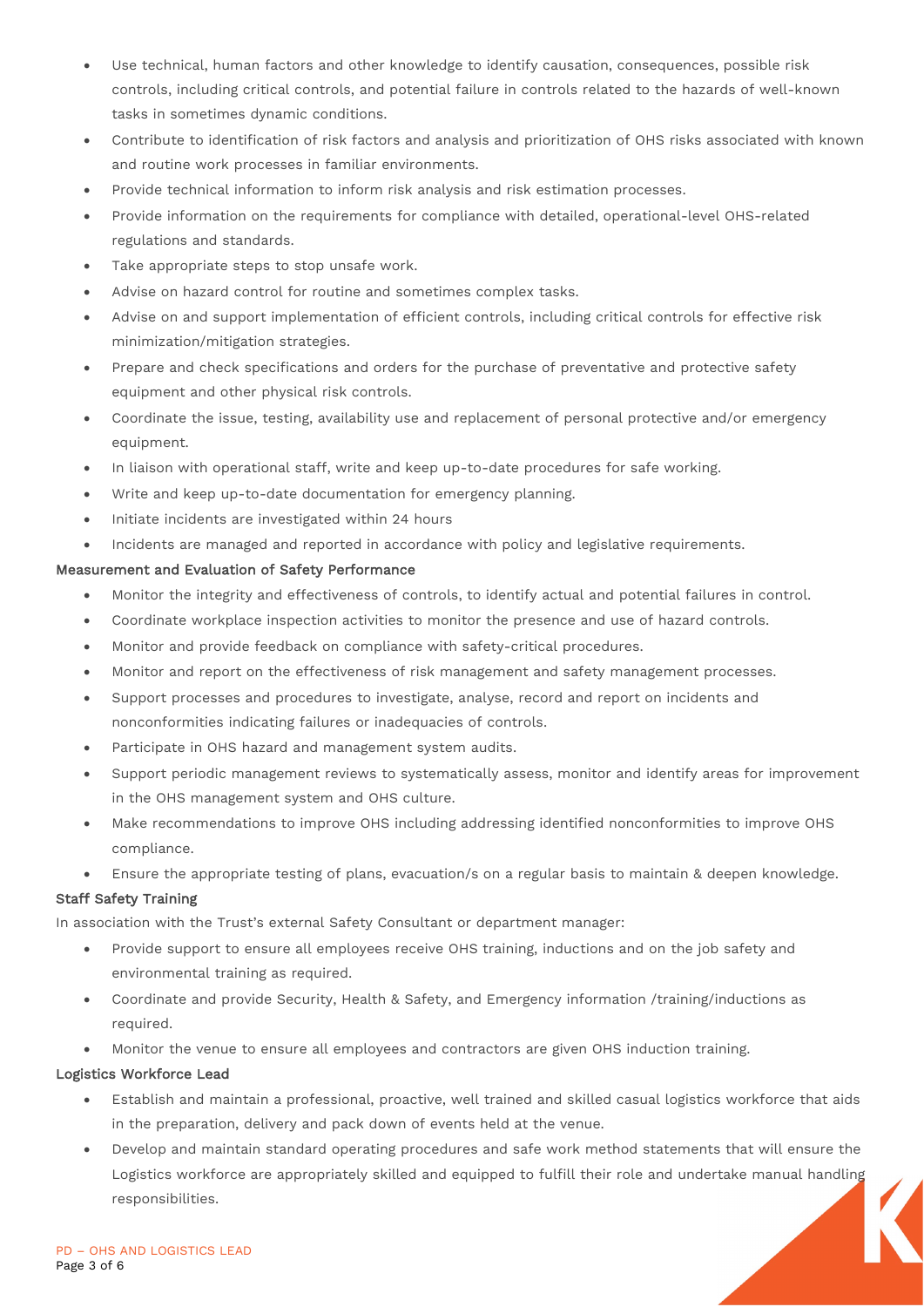- Use technical, human factors and other knowledge to identify causation, consequences, possible risk controls, including critical controls, and potential failure in controls related to the hazards of well-known tasks in sometimes dynamic conditions.
- Contribute to identification of risk factors and analysis and prioritization of OHS risks associated with known and routine work processes in familiar environments.
- Provide technical information to inform risk analysis and risk estimation processes.
- Provide information on the requirements for compliance with detailed, operational-level OHS-related regulations and standards.
- Take appropriate steps to stop unsafe work.
- Advise on hazard control for routine and sometimes complex tasks.
- Advise on and support implementation of efficient controls, including critical controls for effective risk minimization/mitigation strategies.
- Prepare and check specifications and orders for the purchase of preventative and protective safety equipment and other physical risk controls.
- Coordinate the issue, testing, availability use and replacement of personal protective and/or emergency equipment.
- In liaison with operational staff, write and keep up-to-date procedures for safe working.
- Write and keep up-to-date documentation for emergency planning.
- Initiate incidents are investigated within 24 hours
- Incidents are managed and reported in accordance with policy and legislative requirements.

### Measurement and Evaluation of Safety Performance

- Monitor the integrity and effectiveness of controls, to identify actual and potential failures in control.
- Coordinate workplace inspection activities to monitor the presence and use of hazard controls.
- Monitor and provide feedback on compliance with safety-critical procedures.
- Monitor and report on the effectiveness of risk management and safety management processes.
- Support processes and procedures to investigate, analyse, record and report on incidents and nonconformities indicating failures or inadequacies of controls.
- Participate in OHS hazard and management system audits.
- Support periodic management reviews to systematically assess, monitor and identify areas for improvement in the OHS management system and OHS culture.
- Make recommendations to improve OHS including addressing identified nonconformities to improve OHS compliance.
- Ensure the appropriate testing of plans, evacuation/s on a regular basis to maintain & deepen knowledge.

### Staff Safety Training

In association with the Trust's external Safety Consultant or department manager:

- Provide support to ensure all employees receive OHS training, inductions and on the job safety and environmental training as required.
- Coordinate and provide Security, Health & Safety, and Emergency information /training/inductions as required.
- Monitor the venue to ensure all employees and contractors are given OHS induction training.

### Logistics Workforce Lead

- Establish and maintain a professional, proactive, well trained and skilled casual logistics workforce that aids in the preparation, delivery and pack down of events held at the venue.
- Develop and maintain standard operating procedures and safe work method statements that will ensure the Logistics workforce are appropriately skilled and equipped to fulfill their role and undertake manual handling responsibilities.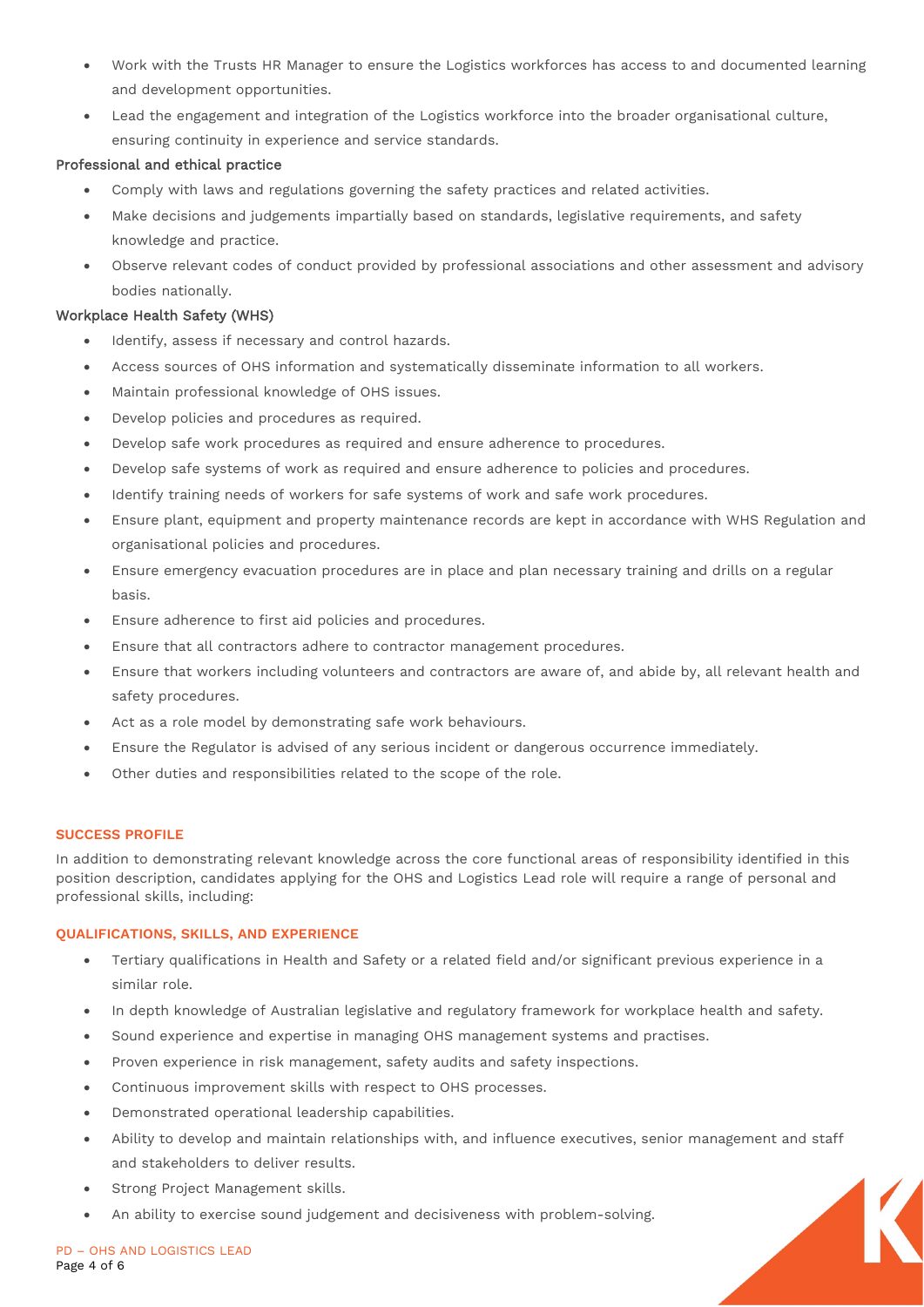- Work with the Trusts HR Manager to ensure the Logistics workforces has access to and documented learning and development opportunities.
- Lead the engagement and integration of the Logistics workforce into the broader organisational culture, ensuring continuity in experience and service standards.

### Professional and ethical practice

- Comply with laws and regulations governing the safety practices and related activities.
- Make decisions and judgements impartially based on standards, legislative requirements, and safety knowledge and practice.
- Observe relevant codes of conduct provided by professional associations and other assessment and advisory bodies nationally.

### Workplace Health Safety (WHS)

- Identify, assess if necessary and control hazards.
- Access sources of OHS information and systematically disseminate information to all workers.
- Maintain professional knowledge of OHS issues.
- Develop policies and procedures as required.
- Develop safe work procedures as required and ensure adherence to procedures.
- Develop safe systems of work as required and ensure adherence to policies and procedures.
- Identify training needs of workers for safe systems of work and safe work procedures.
- Ensure plant, equipment and property maintenance records are kept in accordance with WHS Regulation and organisational policies and procedures.
- Ensure emergency evacuation procedures are in place and plan necessary training and drills on a regular basis.
- Ensure adherence to first aid policies and procedures.
- Ensure that all contractors adhere to contractor management procedures.
- Ensure that workers including volunteers and contractors are aware of, and abide by, all relevant health and safety procedures.
- Act as a role model by demonstrating safe work behaviours.
- Ensure the Regulator is advised of any serious incident or dangerous occurrence immediately.
- Other duties and responsibilities related to the scope of the role.

## SUCCESS PROFILE

In addition to demonstrating relevant knowledge across the core functional areas of responsibility identified in this position description, candidates applying for the OHS and Logistics Lead role will require a range of personal and professional skills, including:

## QUALIFICATIONS, SKILLS, AND EXPERIENCE

- Tertiary qualifications in Health and Safety or a related field and/or significant previous experience in a similar role.
- In depth knowledge of Australian legislative and regulatory framework for workplace health and safety.
- Sound experience and expertise in managing OHS management systems and practises.
- Proven experience in risk management, safety audits and safety inspections.
- Continuous improvement skills with respect to OHS processes.
- Demonstrated operational leadership capabilities.
- Ability to develop and maintain relationships with, and influence executives, senior management and staff and stakeholders to deliver results.
- Strong Project Management skills.
- An ability to exercise sound judgement and decisiveness with problem-solving.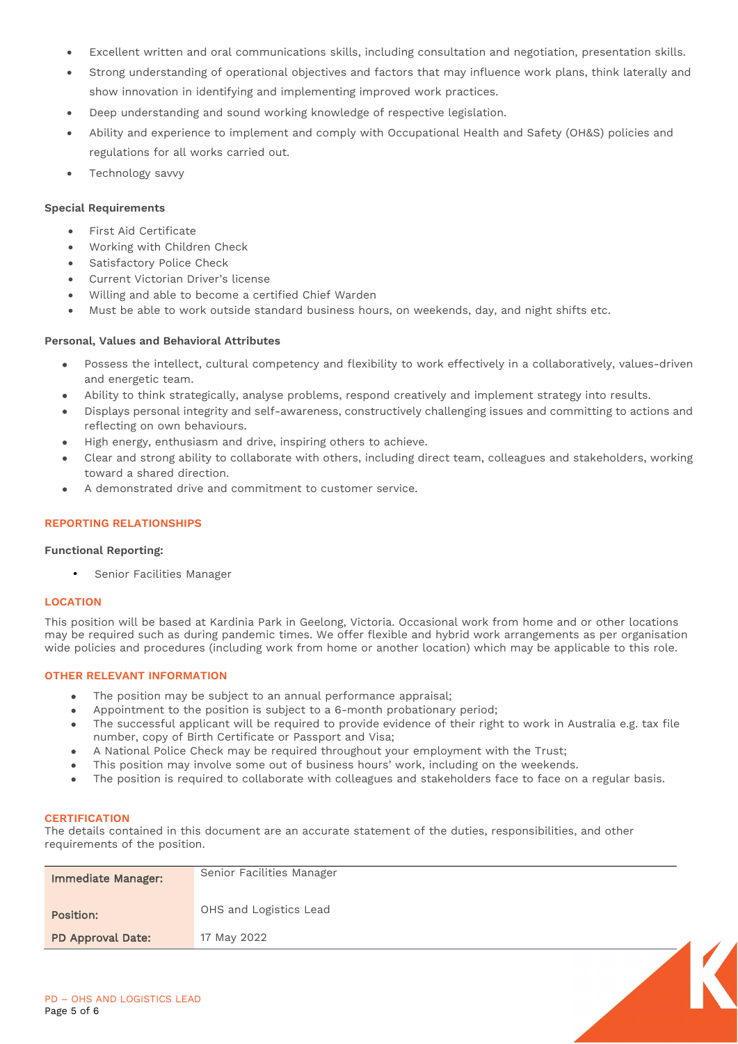- Excellent written and oral communications skills, including consultation and negotiation, presentation skills.
- Strong understanding of operational objectives and factors that may influence work plans, think laterally and show innovation in identifying and implementing improved work practices.
- Deep understanding and sound working knowledge of respective legislation.
- Ability and experience to implement and comply with Occupational Health and Safety (OH&S) policies and regulations for all works carried out.
- Technology savvy

**Special Requirements**

- First Aid Certificate
- Working with Children Check
- Satisfactory Police Check
- Current Victorian Driver's license
- Willing and able to become a certified Chief Warden
- Must be able to work outside standard business hours, on weekends, day, and night shifts etc.

**Personal, Values and Behavioral Attributes**

- Possess the intellect, cultural competency and flexibility to work effectively in a collaboratively, values-driven and energetic team.
- Ability to think strategically, analyse problems, respond creatively and implement strategy into results.
- Displays personal integrity and self-awareness, constructively challenging issues and committing to actions and reflecting on own behaviours.
- High energy, enthusiasm and drive, inspiring others to achieve.
- Clear and strong ability to collaborate with others, including direct team, colleagues and stakeholders, working toward a shared direction.
- A demonstrated drive and commitment to customer service.

## REPORTING RELATIONSHIPS

**Functional Reporting:**

- Senior Facilities Manager

## LOCATION

This position will be based at Kardinia Park in Geelong, Victoria. Occasional work from home and or other locations may be required such as during pandemic times. We offer flexible and hybrid work arrangements as per organisation wide policies and procedures (including work from home or another location) which may be applicable to this role.

## OTHER RELEVANT INFORMATION

- The position may be subject to an annual performance appraisal;
- Appointment to the position is subject to a 6-month probationary period;
- The successful applicant will be required to provide evidence of their right to work in Australia e.g. tax file number, copy of Birth Certificate or Passport and Visa;
- A National Police Check may be required throughout your employment with the Trust;
- This position may involve some out of business hours' work, including on the weekends.
- The position is required to collaborate with colleagues and stakeholders face to face on a regular basis.

## CERTIFICATION

The details contained in this document are an accurate statement of the duties, responsibilities, and other requirements of the position.

| | |
|---|---|
| Immediate Manager: | Senior Facilities Manager |
| Position: | OHS and Logistics Lead |
| PD Approval Date: | 17 May 2022 |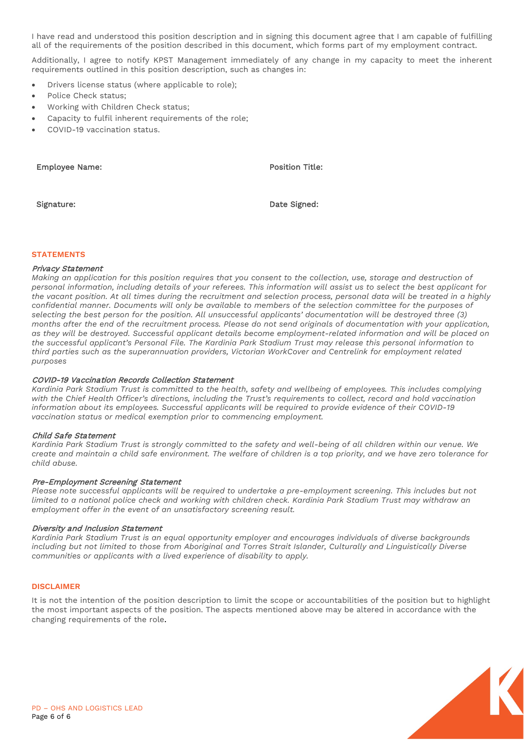I have read and understood this position description and in signing this document agree that I am capable of fulfilling all of the requirements of the position described in this document, which forms part of my employment contract.

Additionally, I agree to notify KPST Management immediately of any change in my capacity to meet the inherent requirements outlined in this position description, such as changes in:

- Drivers license status (where applicable to role);
- Police Check status;
- Working with Children Check status;
- Capacity to fulfil inherent requirements of the role;
- COVID-19 vaccination status.

| | |
|---|---|
| **Employee Name:** | **Position Title:** |
| **Signature:** | **Date Signed:** |

## STATEMENTS

### *Privacy Statement*

*Making an application for this position requires that you consent to the collection, use, storage and destruction of personal information, including details of your referees. This information will assist us to select the best applicant for the vacant position. At all times during the recruitment and selection process, personal data will be treated in a highly confidential manner. Documents will only be available to members of the selection committee for the purposes of selecting the best person for the position. All unsuccessful applicants' documentation will be destroyed three (3) months after the end of the recruitment process. Please do not send originals of documentation with your application, as they will be destroyed. Successful applicant details become employment-related information and will be placed on the successful applicant's Personal File. The Kardinia Park Stadium Trust may release this personal information to third parties such as the superannuation providers, Victorian WorkCover and Centrelink for employment related purposes*

### *COVID-19 Vaccination Records Collection Statement*

*Kardinia Park Stadium Trust is committed to the health, safety and wellbeing of employees. This includes complying with the Chief Health Officer's directions, including the Trust's requirements to collect, record and hold vaccination information about its employees. Successful applicants will be required to provide evidence of their COVID-19 vaccination status or medical exemption prior to commencing employment.*

### *Child Safe Statement*

*Kardinia Park Stadium Trust is strongly committed to the safety and well-being of all children within our venue. We create and maintain a child safe environment. The welfare of children is a top priority, and we have zero tolerance for child abuse.*

### *Pre-Employment Screening Statement*

*Please note successful applicants will be required to undertake a pre-employment screening. This includes but not limited to a national police check and working with children check. Kardinia Park Stadium Trust may withdraw an employment offer in the event of an unsatisfactory screening result.*

### *Diversity and Inclusion Statement*

*Kardinia Park Stadium Trust is an equal opportunity employer and encourages individuals of diverse backgrounds including but not limited to those from Aboriginal and Torres Strait Islander, Culturally and Linguistically Diverse communities or applicants with a lived experience of disability to apply.*

## DISCLAIMER

It is not the intention of the position description to limit the scope or accountabilities of the position but to highlight the most important aspects of the position. The aspects mentioned above may be altered in accordance with the changing requirements of the role.